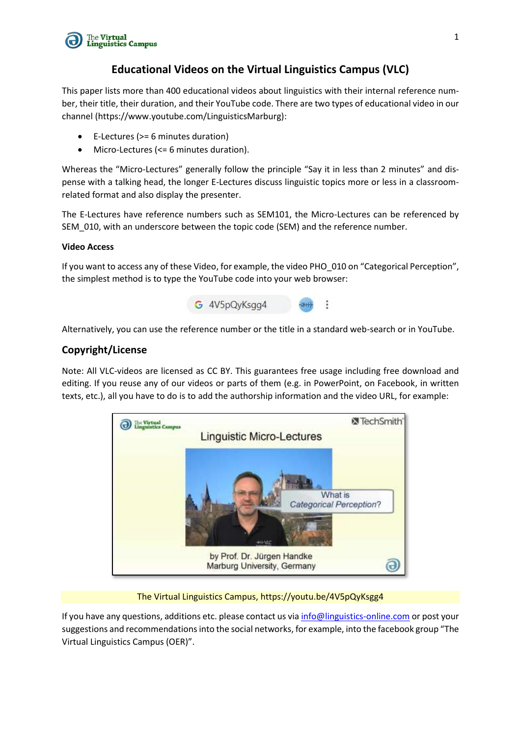# Educational Videos on the Virtual Linguistics Campus (VLC)

This paper lists more than 400 educational videos about linguistics with their internal reference number, their title, their duration, and their YouTube code. There are two types of educational video in our channel (https://www.youtube.com/LinguisticsMarburg):

- E-Lectures (>= 6 minutes duration)
- Micro-Lectures (<= 6 minutes duration).

Whereas the "Micro-Lectures" generally follow the principle "Say it in less than 2 minutes" and dispense with a talking head, the longer E-Lectures discuss linguistic topics more or less in a classroom-related format and also display the presenter.

The E-Lectures have reference numbers such as SEM101, the Micro-Lectures can be referenced by SEM_010, with an underscore between the topic code (SEM) and the reference number.

**Video Access**

If you want to access any of these Video, for example, the video PHO_010 on "Categorical Perception", the simplest method is to type the YouTube code into your web browser:

4V5pQyKsgg4

Alternatively, you can use the reference number or the title in a standard web-search or in YouTube.

## Copyright/License

Note: All VLC-videos are licensed as CC BY. This guarantees free usage including free download and editing. If you reuse any of our videos or parts of them (e.g. in PowerPoint, on Facebook, in written texts, etc.), all you have to do is to add the authorship information and the video URL, for example:

The Virtual Linguistics Campus, https://youtu.be/4V5pQyKsgg4

If you have any questions, additions etc. please contact us via info@linguistics-online.com or post your suggestions and recommendations into the social networks, for example, into the facebook group "The Virtual Linguistics Campus (OER)".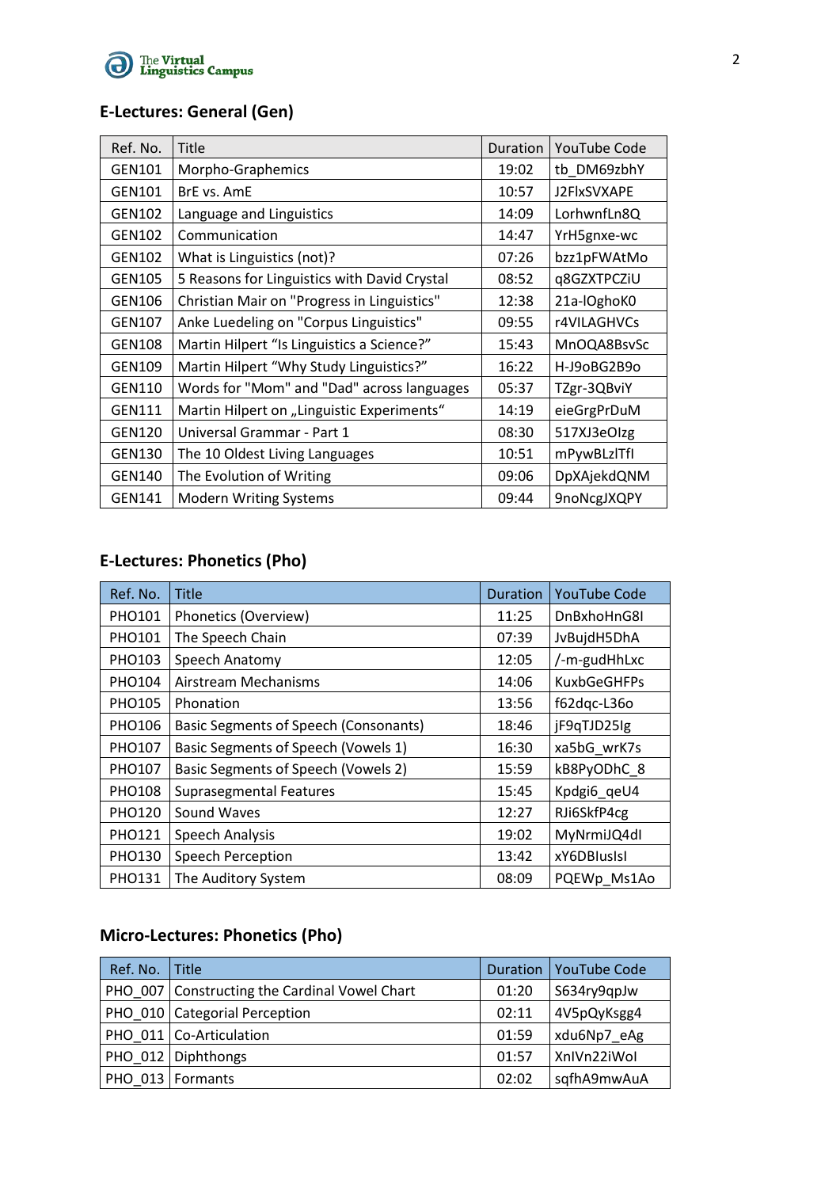## E-Lectures: General (Gen)

| Ref. No. | Title | Duration | YouTube Code |
|---|---|---|---|
| GEN101 | Morpho-Graphemics | 19:02 | tb_DM69zbhY |
| GEN101 | BrE vs. AmE | 10:57 | J2FlxSVXAPE |
| GEN102 | Language and Linguistics | 14:09 | LorhwnfLn8Q |
| GEN102 | Communication | 14:47 | YrH5gnxe-wc |
| GEN102 | What is Linguistics (not)? | 07:26 | bzz1pFWAtMo |
| GEN105 | 5 Reasons for Linguistics with David Crystal | 08:52 | q8GZXTPCZiU |
| GEN106 | Christian Mair on "Progress in Linguistics" | 12:38 | 21a-lOghoK0 |
| GEN107 | Anke Luedeling on "Corpus Linguistics" | 09:55 | r4VILAGHVCs |
| GEN108 | Martin Hilpert "Is Linguistics a Science?" | 15:43 | MnOQA8BsvSc |
| GEN109 | Martin Hilpert "Why Study Linguistics?" | 16:22 | H-J9oBG2B9o |
| GEN110 | Words for "Mom" and "Dad" across languages | 05:37 | TZgr-3QBviY |
| GEN111 | Martin Hilpert on „Linguistic Experiments" | 14:19 | eieGrgPrDuM |
| GEN120 | Universal Grammar - Part 1 | 08:30 | 517XJ3eOlzg |
| GEN130 | The 10 Oldest Living Languages | 10:51 | mPywBLzlTfI |
| GEN140 | The Evolution of Writing | 09:06 | DpXAjekdQNM |
| GEN141 | Modern Writing Systems | 09:44 | 9noNcgJXQPY |

## E-Lectures: Phonetics (Pho)

| Ref. No. | Title | Duration | YouTube Code |
|---|---|---|---|
| PHO101 | Phonetics (Overview) | 11:25 | DnBxhoHnG8I |
| PHO101 | The Speech Chain | 07:39 | JvBujdH5DhA |
| PHO103 | Speech Anatomy | 12:05 | /-m-gudHhLxc |
| PHO104 | Airstream Mechanisms | 14:06 | KuxbGeGHFPs |
| PHO105 | Phonation | 13:56 | f62dqc-L36o |
| PHO106 | Basic Segments of Speech (Consonants) | 18:46 | jF9qTJD25Ig |
| PHO107 | Basic Segments of Speech (Vowels 1) | 16:30 | xa5bG_wrK7s |
| PHO107 | Basic Segments of Speech (Vowels 2) | 15:59 | kB8PyODhC_8 |
| PHO108 | Suprasegmental Features | 15:45 | Kpdgi6_qeU4 |
| PHO120 | Sound Waves | 12:27 | RJi6SkfP4cg |
| PHO121 | Speech Analysis | 19:02 | MyNrmiJQ4dI |
| PHO130 | Speech Perception | 13:42 | xY6DBIusIsI |
| PHO131 | The Auditory System | 08:09 | PQEWp_Ms1Ao |

## Micro-Lectures: Phonetics (Pho)

| Ref. No. | Title | Duration | YouTube Code |
|---|---|---|---|
| PHO_007 | Constructing the Cardinal Vowel Chart | 01:20 | S634ry9qpJw |
| PHO_010 | Categorial Perception | 02:11 | 4V5pQyKsgg4 |
| PHO_011 | Co-Articulation | 01:59 | xdu6Np7_eAg |
| PHO_012 | Diphthongs | 01:57 | XnIVn22iWoI |
| PHO_013 | Formants | 02:02 | sqfhA9mwAuA |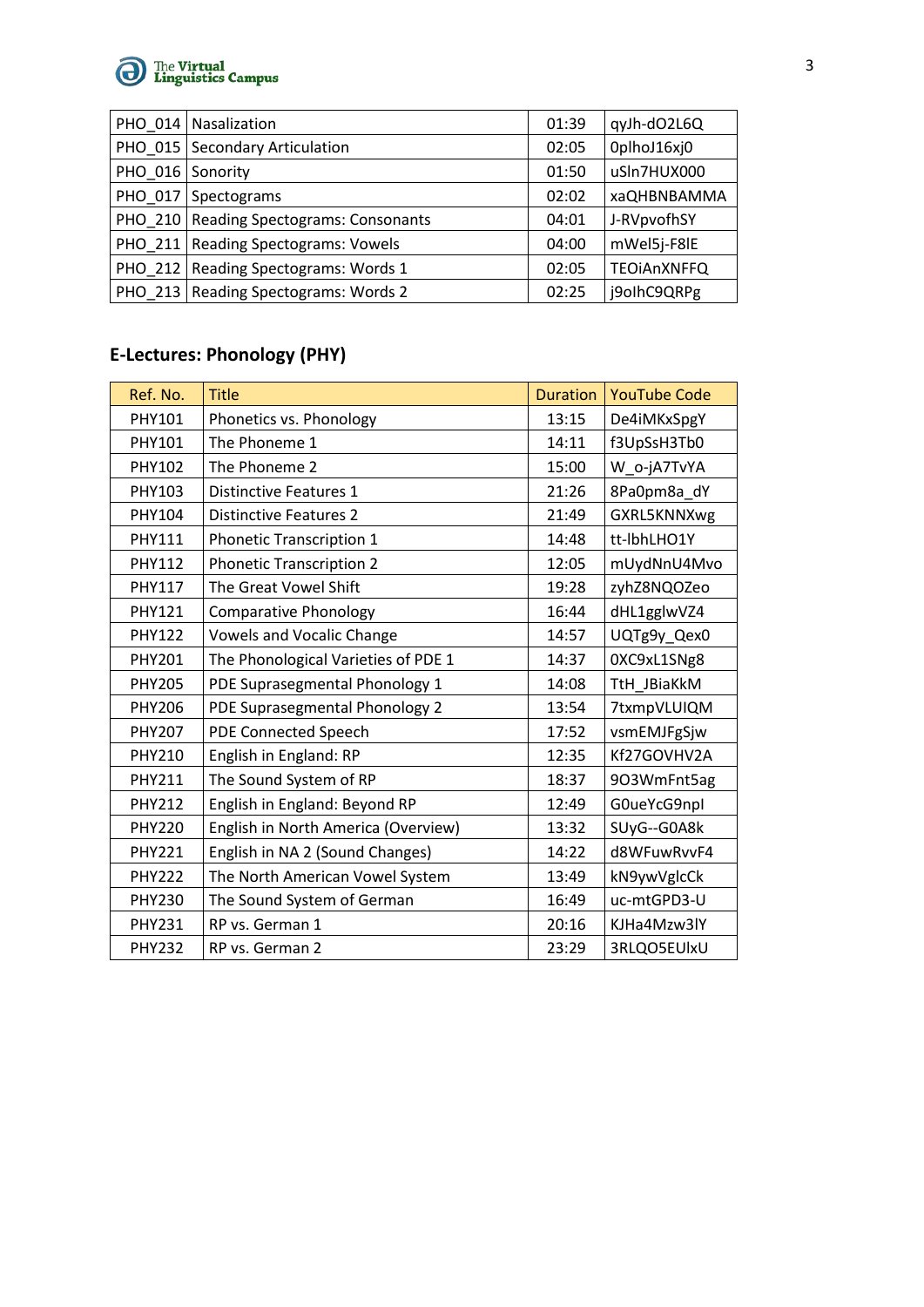| | | | |
|---|---|---|---|
| PHO_014 | Nasalization | 01:39 | qyJh-dO2L6Q |
| PHO_015 | Secondary Articulation | 02:05 | 0plhoJ16xj0 |
| PHO_016 | Sonority | 01:50 | uSln7HUX000 |
| PHO_017 | Spectograms | 02:02 | xaQHBNBAMMA |
| PHO_210 | Reading Spectograms: Consonants | 04:01 | J-RVpvofhSY |
| PHO_211 | Reading Spectograms: Vowels | 04:00 | mWel5j-F8lE |
| PHO_212 | Reading Spectograms: Words 1 | 02:05 | TEOiAnXNFFQ |
| PHO_213 | Reading Spectograms: Words 2 | 02:25 | j9olhC9QRPg |

## E-Lectures: Phonology (PHY)

| Ref. No. | Title | Duration | YouTube Code |
|---|---|---|---|
| PHY101 | Phonetics vs. Phonology | 13:15 | De4iMKxSpgY |
| PHY101 | The Phoneme 1 | 14:11 | f3UpSsH3Tb0 |
| PHY102 | The Phoneme 2 | 15:00 | W_o-jA7TvYA |
| PHY103 | Distinctive Features 1 | 21:26 | 8Pa0pm8a_dY |
| PHY104 | Distinctive Features 2 | 21:49 | GXRL5KNNXwg |
| PHY111 | Phonetic Transcription 1 | 14:48 | tt-lbhLHO1Y |
| PHY112 | Phonetic Transcription 2 | 12:05 | mUydNnU4Mvo |
| PHY117 | The Great Vowel Shift | 19:28 | zyhZ8NQOZeo |
| PHY121 | Comparative Phonology | 16:44 | dHL1gglwVZ4 |
| PHY122 | Vowels and Vocalic Change | 14:57 | UQTg9y_Qex0 |
| PHY201 | The Phonological Varieties of PDE 1 | 14:37 | 0XC9xL1SNg8 |
| PHY205 | PDE Suprasegmental Phonology 1 | 14:08 | TtH_JBiaKkM |
| PHY206 | PDE Suprasegmental Phonology 2 | 13:54 | 7txmpVLUIQM |
| PHY207 | PDE Connected Speech | 17:52 | vsmEMJFgSjw |
| PHY210 | English in England: RP | 12:35 | Kf27GOVHV2A |
| PHY211 | The Sound System of RP | 18:37 | 9O3WmFnt5ag |
| PHY212 | English in England: Beyond RP | 12:49 | G0ueYcG9npl |
| PHY220 | English in North America (Overview) | 13:32 | SUyG--G0A8k |
| PHY221 | English in NA 2 (Sound Changes) | 14:22 | d8WFuwRvvF4 |
| PHY222 | The North American Vowel System | 13:49 | kN9ywVglcCk |
| PHY230 | The Sound System of German | 16:49 | uc-mtGPD3-U |
| PHY231 | RP vs. German 1 | 20:16 | KJHa4Mzw3lY |
| PHY232 | RP vs. German 2 | 23:29 | 3RLQO5EUlxU |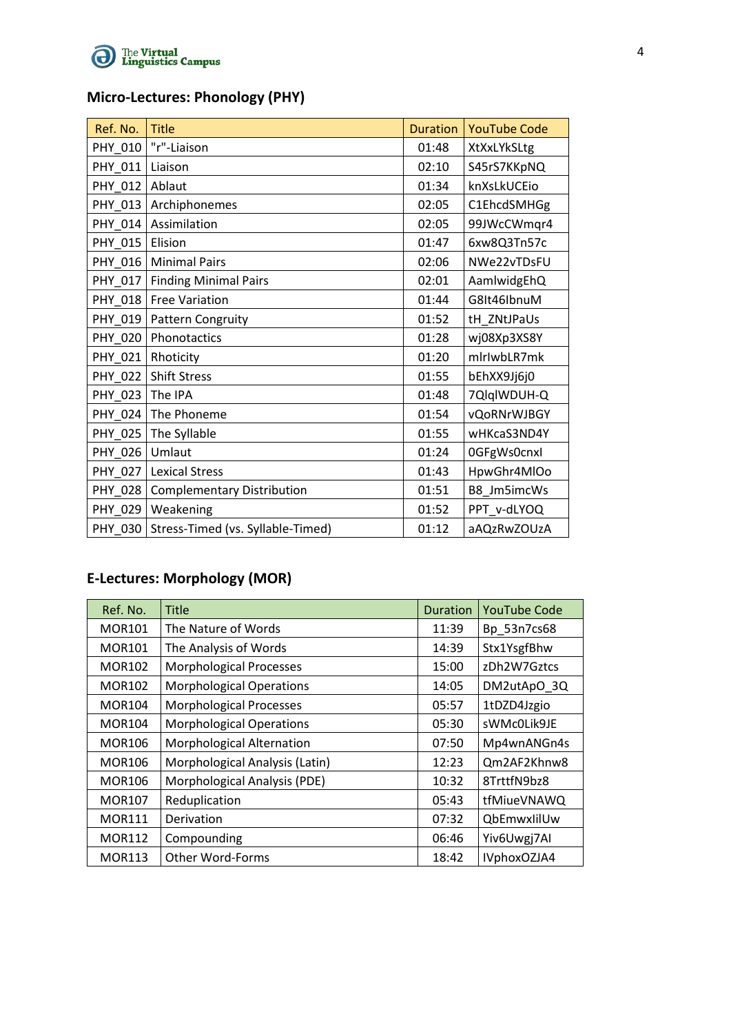## Micro-Lectures: Phonology (PHY)

| Ref. No. | Title | Duration | YouTube Code |
|---|---|---|---|
| PHY_010 | "r"-Liaison | 01:48 | XtXxLYkSLtg |
| PHY_011 | Liaison | 02:10 | S45rS7KKpNQ |
| PHY_012 | Ablaut | 01:34 | knXsLkUCEio |
| PHY_013 | Archiphonemes | 02:05 | C1EhcdSMHGg |
| PHY_014 | Assimilation | 02:05 | 99JWcCWmqr4 |
| PHY_015 | Elision | 01:47 | 6xw8Q3Tn57c |
| PHY_016 | Minimal Pairs | 02:06 | NWe22vTDsFU |
| PHY_017 | Finding Minimal Pairs | 02:01 | AamlwidgEhQ |
| PHY_018 | Free Variation | 01:44 | G8It46IbnuM |
| PHY_019 | Pattern Congruity | 01:52 | tH_ZNtJPaUs |
| PHY_020 | Phonotactics | 01:28 | wj08Xp3XS8Y |
| PHY_021 | Rhoticity | 01:20 | mlrlwbLR7mk |
| PHY_022 | Shift Stress | 01:55 | bEhXX9Jj6j0 |
| PHY_023 | The IPA | 01:48 | 7QlqlWDUH-Q |
| PHY_024 | The Phoneme | 01:54 | vQoRNrWJBGY |
| PHY_025 | The Syllable | 01:55 | wHKcaS3ND4Y |
| PHY_026 | Umlaut | 01:24 | 0GFgWs0cnxl |
| PHY_027 | Lexical Stress | 01:43 | HpwGhr4MlOo |
| PHY_028 | Complementary Distribution | 01:51 | B8_Jm5imcWs |
| PHY_029 | Weakening | 01:52 | PPT_v-dLYOQ |
| PHY_030 | Stress-Timed (vs. Syllable-Timed) | 01:12 | aAQzRwZOUzA |

## E-Lectures: Morphology (MOR)

| Ref. No. | Title | Duration | YouTube Code |
|---|---|---|---|
| MOR101 | The Nature of Words | 11:39 | Bp_53n7cs68 |
| MOR101 | The Analysis of Words | 14:39 | Stx1YsgfBhw |
| MOR102 | Morphological Processes | 15:00 | zDh2W7Gztcs |
| MOR102 | Morphological Operations | 14:05 | DM2utApO_3Q |
| MOR104 | Morphological Processes | 05:57 | 1tDZD4Jzgio |
| MOR104 | Morphological Operations | 05:30 | sWMc0Lik9JE |
| MOR106 | Morphological Alternation | 07:50 | Mp4wnANGn4s |
| MOR106 | Morphological Analysis (Latin) | 12:23 | Qm2AF2Khnw8 |
| MOR106 | Morphological Analysis (PDE) | 10:32 | 8TrttfN9bz8 |
| MOR107 | Reduplication | 05:43 | tfMiueVNAWQ |
| MOR111 | Derivation | 07:32 | QbEmwxlilUw |
| MOR112 | Compounding | 06:46 | Yiv6Uwgj7AI |
| MOR113 | Other Word-Forms | 18:42 | IVphoxOZJA4 |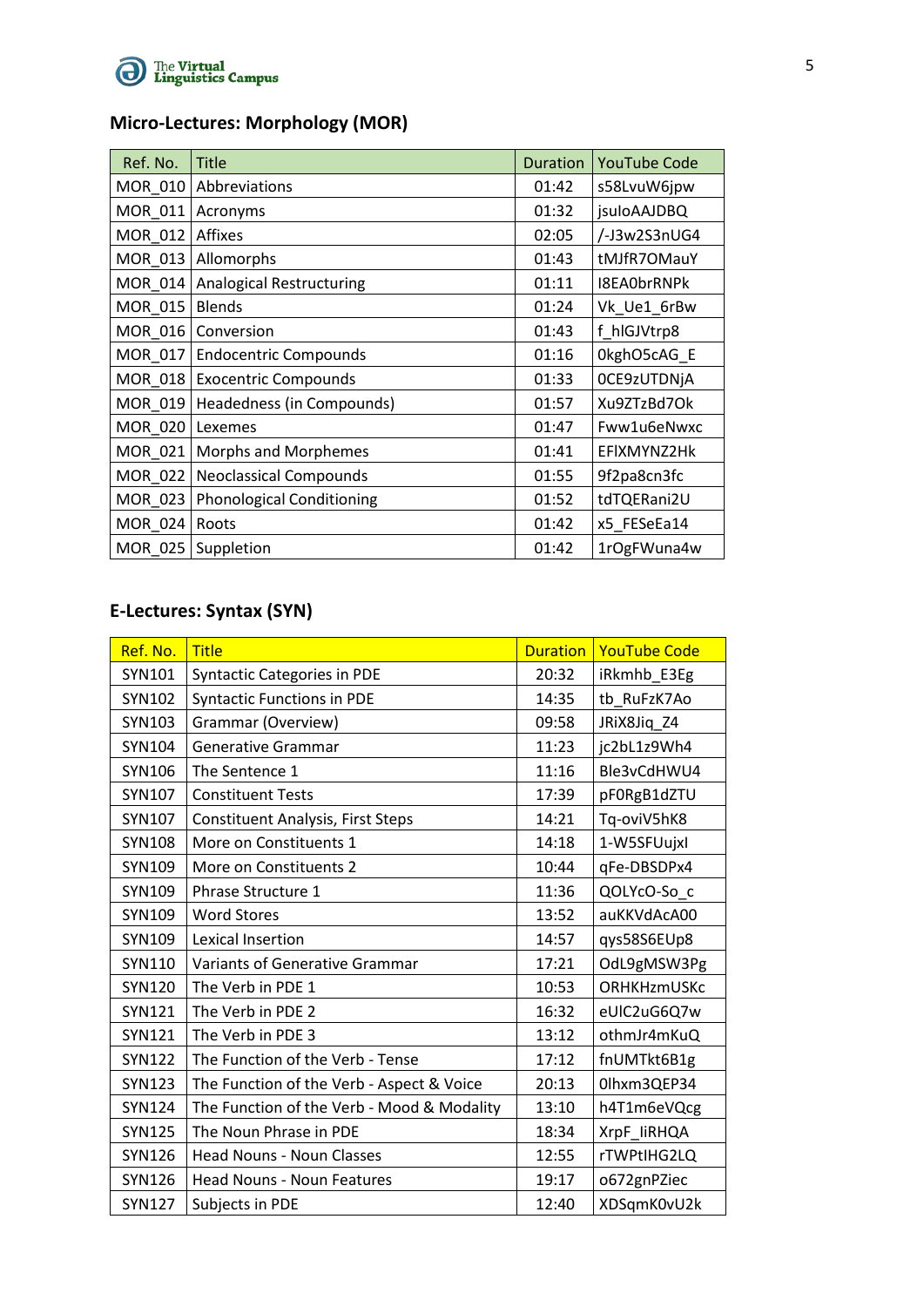## Micro-Lectures: Morphology (MOR)

| Ref. No. | Title | Duration | YouTube Code |
|---|---|---|---|
| MOR_010 | Abbreviations | 01:42 | s58LvuW6jpw |
| MOR_011 | Acronyms | 01:32 | jsuloAAJDBQ |
| MOR_012 | Affixes | 02:05 | /-J3w2S3nUG4 |
| MOR_013 | Allomorphs | 01:43 | tMJfR7OMauY |
| MOR_014 | Analogical Restructuring | 01:11 | I8EA0brRNPk |
| MOR_015 | Blends | 01:24 | Vk_Ue1_6rBw |
| MOR_016 | Conversion | 01:43 | f_hlGJVtrp8 |
| MOR_017 | Endocentric Compounds | 01:16 | 0kghO5cAG_E |
| MOR_018 | Exocentric Compounds | 01:33 | 0CE9zUTDNjA |
| MOR_019 | Headedness (in Compounds) | 01:57 | Xu9ZTzBd7Ok |
| MOR_020 | Lexemes | 01:47 | Fww1u6eNwxc |
| MOR_021 | Morphs and Morphemes | 01:41 | EFlXMYNZ2Hk |
| MOR_022 | Neoclassical Compounds | 01:55 | 9f2pa8cn3fc |
| MOR_023 | Phonological Conditioning | 01:52 | tdTQERani2U |
| MOR_024 | Roots | 01:42 | x5_FESeEa14 |
| MOR_025 | Suppletion | 01:42 | 1rOgFWuna4w |

## E-Lectures: Syntax (SYN)

| Ref. No. | Title | Duration | YouTube Code |
|---|---|---|---|
| SYN101 | Syntactic Categories in PDE | 20:32 | iRkmhb_E3Eg |
| SYN102 | Syntactic Functions in PDE | 14:35 | tb_RuFzK7Ao |
| SYN103 | Grammar (Overview) | 09:58 | JRiX8Jiq_Z4 |
| SYN104 | Generative Grammar | 11:23 | jc2bL1z9Wh4 |
| SYN106 | The Sentence 1 | 11:16 | Ble3vCdHWU4 |
| SYN107 | Constituent Tests | 17:39 | pF0RgB1dZTU |
| SYN107 | Constituent Analysis, First Steps | 14:21 | Tq-oviV5hK8 |
| SYN108 | More on Constituents 1 | 14:18 | 1-W5SFUujxl |
| SYN109 | More on Constituents 2 | 10:44 | qFe-DBSDPx4 |
| SYN109 | Phrase Structure 1 | 11:36 | QOLYcO-So_c |
| SYN109 | Word Stores | 13:52 | auKKVdAcA00 |
| SYN109 | Lexical Insertion | 14:57 | qys58S6EUp8 |
| SYN110 | Variants of Generative Grammar | 17:21 | OdL9gMSW3Pg |
| SYN120 | The Verb in PDE 1 | 10:53 | ORHKHzmUSKc |
| SYN121 | The Verb in PDE 2 | 16:32 | eUlC2uG6Q7w |
| SYN121 | The Verb in PDE 3 | 13:12 | othmJr4mKuQ |
| SYN122 | The Function of the Verb - Tense | 17:12 | fnUMTkt6B1g |
| SYN123 | The Function of the Verb - Aspect & Voice | 20:13 | 0lhxm3QEP34 |
| SYN124 | The Function of the Verb - Mood & Modality | 13:10 | h4T1m6eVQcg |
| SYN125 | The Noun Phrase in PDE | 18:34 | XrpF_liRHQA |
| SYN126 | Head Nouns - Noun Classes | 12:55 | rTWPtIHG2LQ |
| SYN126 | Head Nouns - Noun Features | 19:17 | o672gnPZiec |
| SYN127 | Subjects in PDE | 12:40 | XDSqmK0vU2k |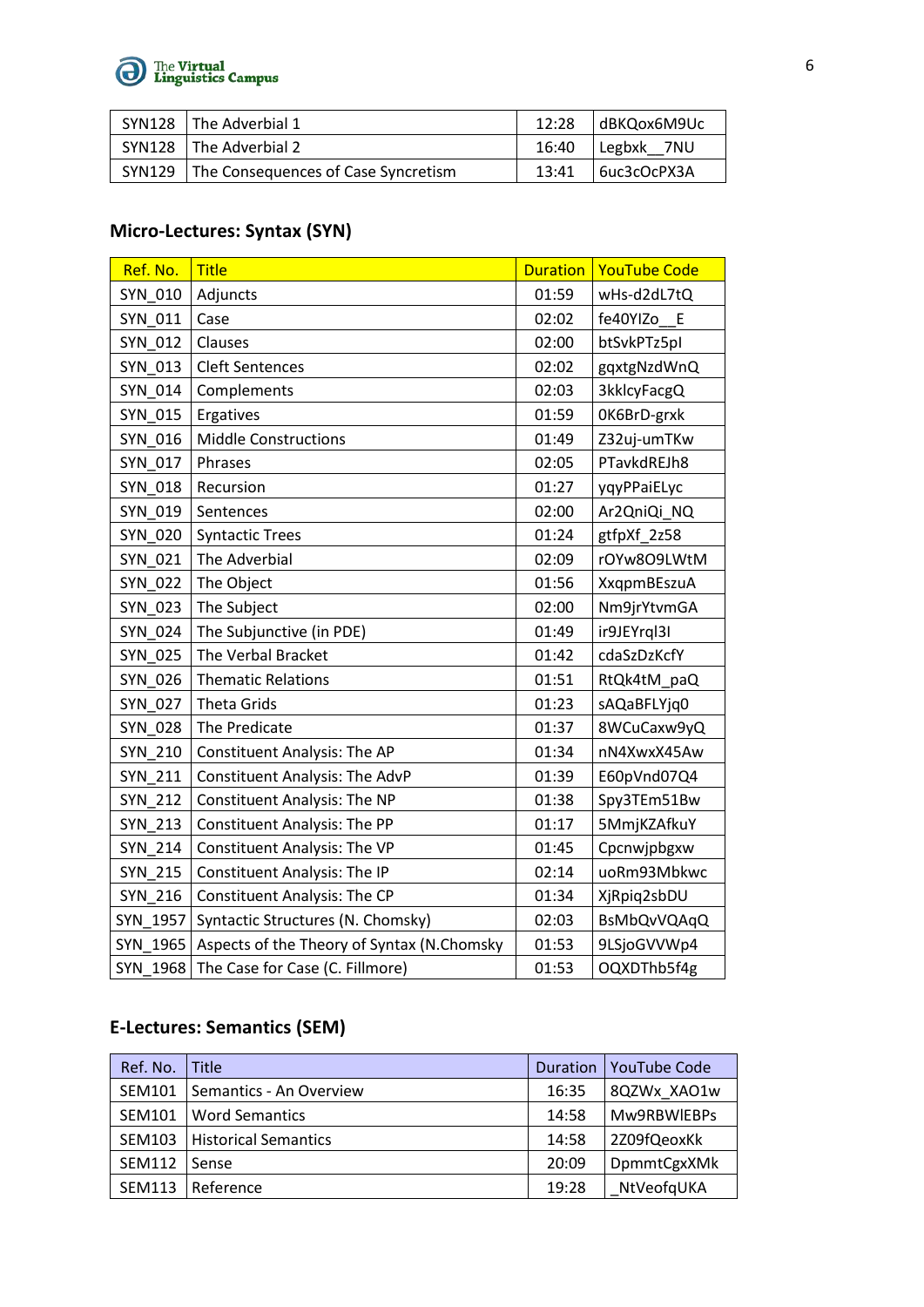| SYN128 | The Adverbial 1 | 12:28 | dBKQox6M9Uc |
|---|---|---|---|
| SYN128 | The Adverbial 2 | 16:40 | Legbxk__7NU |
| SYN129 | The Consequences of Case Syncretism | 13:41 | 6uc3cOcPX3A |

## Micro-Lectures: Syntax (SYN)

| Ref. No. | Title | Duration | YouTube Code |
|---|---|---|---|
| SYN_010 | Adjuncts | 01:59 | wHs-d2dL7tQ |
| SYN_011 | Case | 02:02 | fe40YIZo__E |
| SYN_012 | Clauses | 02:00 | btSvkPTz5pI |
| SYN_013 | Cleft Sentences | 02:02 | gqxtgNzdWnQ |
| SYN_014 | Complements | 02:03 | 3kklcyFacgQ |
| SYN_015 | Ergatives | 01:59 | 0K6BrD-grxk |
| SYN_016 | Middle Constructions | 01:49 | Z32uj-umTKw |
| SYN_017 | Phrases | 02:05 | PTavkdREJh8 |
| SYN_018 | Recursion | 01:27 | yqyPPaiELyc |
| SYN_019 | Sentences | 02:00 | Ar2QniQi_NQ |
| SYN_020 | Syntactic Trees | 01:24 | gtfpXf_2z58 |
| SYN_021 | The Adverbial | 02:09 | rOYw8O9LWtM |
| SYN_022 | The Object | 01:56 | XxqpmBEszuA |
| SYN_023 | The Subject | 02:00 | Nm9jrYtvmGA |
| SYN_024 | The Subjunctive (in PDE) | 01:49 | ir9JEYrql3I |
| SYN_025 | The Verbal Bracket | 01:42 | cdaSzDzKcfY |
| SYN_026 | Thematic Relations | 01:51 | RtQk4tM_paQ |
| SYN_027 | Theta Grids | 01:23 | sAQaBFLYjq0 |
| SYN_028 | The Predicate | 01:37 | 8WCuCaxw9yQ |
| SYN_210 | Constituent Analysis: The AP | 01:34 | nN4XwxX45Aw |
| SYN_211 | Constituent Analysis: The AdvP | 01:39 | E60pVnd07Q4 |
| SYN_212 | Constituent Analysis: The NP | 01:38 | Spy3TEm51Bw |
| SYN_213 | Constituent Analysis: The PP | 01:17 | 5MmjKZAfkuY |
| SYN_214 | Constituent Analysis: The VP | 01:45 | Cpcnwjpbgxw |
| SYN_215 | Constituent Analysis: The IP | 02:14 | uoRm93Mbkwc |
| SYN_216 | Constituent Analysis: The CP | 01:34 | XjRpiq2sbDU |
| SYN_1957 | Syntactic Structures (N. Chomsky) | 02:03 | BsMbQvVQAqQ |
| SYN_1965 | Aspects of the Theory of Syntax (N.Chomsky | 01:53 | 9LSjoGVVWp4 |
| SYN_1968 | The Case for Case (C. Fillmore) | 01:53 | OQXDThb5f4g |

## E-Lectures: Semantics (SEM)

| Ref. No. | Title | Duration | YouTube Code |
|---|---|---|---|
| SEM101 | Semantics - An Overview | 16:35 | 8QZWx_XAO1w |
| SEM101 | Word Semantics | 14:58 | Mw9RBWlEBPs |
| SEM103 | Historical Semantics | 14:58 | 2Z09fQeoxKk |
| SEM112 | Sense | 20:09 | DpmmtCgxXMk |
| SEM113 | Reference | 19:28 | _NtVeofqUKA |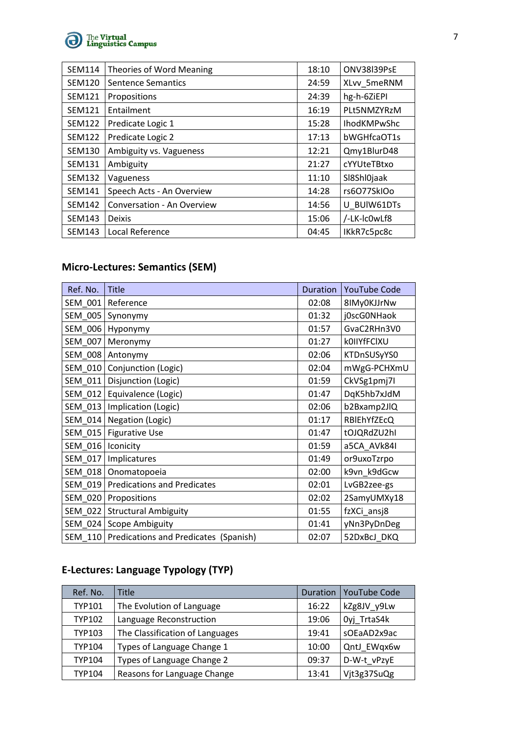| | | | |
|---|---|---|---|
| SEM114 | Theories of Word Meaning | 18:10 | ONV38I39PsE |
| SEM120 | Sentence Semantics | 24:59 | XLvv_5meRNM |
| SEM121 | Propositions | 24:39 | hg-h-6ZiEPI |
| SEM121 | Entailment | 16:19 | PLt5NMZYRzM |
| SEM122 | Predicate Logic 1 | 15:28 | IhodKMPwShc |
| SEM122 | Predicate Logic 2 | 17:13 | bWGHfcaOT1s |
| SEM130 | Ambiguity vs. Vagueness | 12:21 | Qmy1BlurD48 |
| SEM131 | Ambiguity | 21:27 | cYYUteTBtxo |
| SEM132 | Vagueness | 11:10 | Sl8Shl0jaak |
| SEM141 | Speech Acts - An Overview | 14:28 | rs6O77SkIOo |
| SEM142 | Conversation - An Overview | 14:56 | U_BUlW61DTs |
| SEM143 | Deixis | 15:06 | /-LK-lc0wLf8 |
| SEM143 | Local Reference | 04:45 | IKkR7c5pc8c |

## Micro-Lectures: Semantics (SEM)

| Ref. No. | Title | Duration | YouTube Code |
|---|---|---|---|
| SEM_001 | Reference | 02:08 | 8IMy0KJJrNw |
| SEM_005 | Synonymy | 01:32 | j0scG0NHaok |
| SEM_006 | Hyponymy | 01:57 | GvaC2RHn3V0 |
| SEM_007 | Meronymy | 01:27 | k0IIYfFClXU |
| SEM_008 | Antonymy | 02:06 | KTDnSUSyYS0 |
| SEM_010 | Conjunction (Logic) | 02:04 | mWgG-PCHXmU |
| SEM_011 | Disjunction (Logic) | 01:59 | CkVSg1pmj7I |
| SEM_012 | Equivalence (Logic) | 01:47 | DqK5hb7xJdM |
| SEM_013 | Implication (Logic) | 02:06 | b2Bxamp2JlQ |
| SEM_014 | Negation (Logic) | 01:17 | RBlEhYfZEcQ |
| SEM_015 | Figurative Use | 01:47 | tOJQRdZU2hI |
| SEM_016 | Iconicity | 01:59 | a5CA_AVk84I |
| SEM_017 | Implicatures | 01:49 | or9uxoTzrpo |
| SEM_018 | Onomatopoeia | 02:00 | k9vn_k9dGcw |
| SEM_019 | Predications and Predicates | 02:01 | LvGB2zee-gs |
| SEM_020 | Propositions | 02:02 | 2SamyUMXy18 |
| SEM_022 | Structural Ambiguity | 01:55 | fzXCi_ansj8 |
| SEM_024 | Scope Ambiguity | 01:41 | yNn3PyDnDeg |
| SEM_110 | Predications and Predicates (Spanish) | 02:07 | 52DxBcJ_DKQ |

## E-Lectures: Language Typology (TYP)

| Ref. No. | Title | Duration | YouTube Code |
|---|---|---|---|
| TYP101 | The Evolution of Language | 16:22 | kZg8JV_y9Lw |
| TYP102 | Language Reconstruction | 19:06 | 0yj_TrtaS4k |
| TYP103 | The Classification of Languages | 19:41 | sOEaAD2x9ac |
| TYP104 | Types of Language Change 1 | 10:00 | QntJ_EWqx6w |
| TYP104 | Types of Language Change 2 | 09:37 | D-W-t_vPzyE |
| TYP104 | Reasons for Language Change | 13:41 | Vjt3g37SuQg |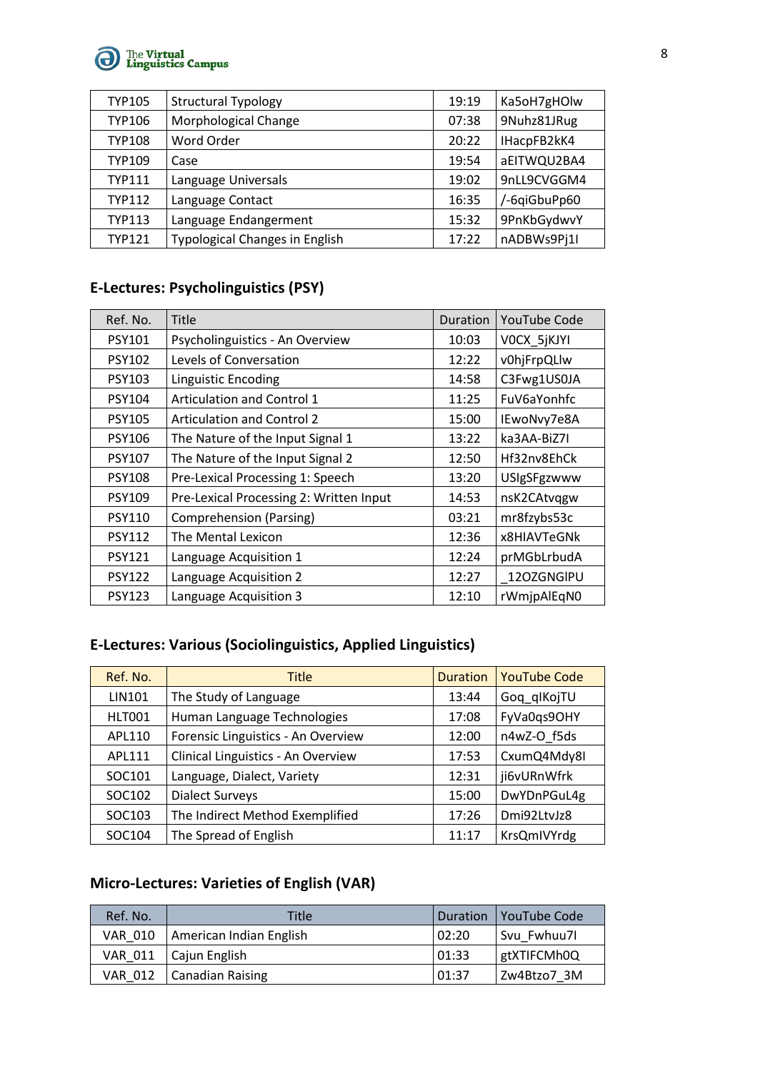| TYP105 | Structural Typology | 19:19 | Ka5oH7gHOlw |
|---|---|---|---|
| TYP106 | Morphological Change | 07:38 | 9Nuhz81JRug |
| TYP108 | Word Order | 20:22 | IHacpFB2kK4 |
| TYP109 | Case | 19:54 | aEITWQU2BA4 |
| TYP111 | Language Universals | 19:02 | 9nLL9CVGGM4 |
| TYP112 | Language Contact | 16:35 | /-6qiGbuPp60 |
| TYP113 | Language Endangerment | 15:32 | 9PnKbGydwvY |
| TYP121 | Typological Changes in English | 17:22 | nADBWs9Pj1I |

## E-Lectures: Psycholinguistics (PSY)

| Ref. No. | Title | Duration | YouTube Code |
|---|---|---|---|
| PSY101 | Psycholinguistics - An Overview | 10:03 | V0CX_5jKJYI |
| PSY102 | Levels of Conversation | 12:22 | v0hjFrpQLlw |
| PSY103 | Linguistic Encoding | 14:58 | C3Fwg1US0JA |
| PSY104 | Articulation and Control 1 | 11:25 | FuV6aYonhfc |
| PSY105 | Articulation and Control 2 | 15:00 | IEwoNvy7e8A |
| PSY106 | The Nature of the Input Signal 1 | 13:22 | ka3AA-BiZ7I |
| PSY107 | The Nature of the Input Signal 2 | 12:50 | Hf32nv8EhCk |
| PSY108 | Pre-Lexical Processing 1: Speech | 13:20 | USIgSFgzwww |
| PSY109 | Pre-Lexical Processing 2: Written Input | 14:53 | nsK2CAtvqgw |
| PSY110 | Comprehension (Parsing) | 03:21 | mr8fzybs53c |
| PSY112 | The Mental Lexicon | 12:36 | x8HIAVTeGNk |
| PSY121 | Language Acquisition 1 | 12:24 | prMGbLrbudA |
| PSY122 | Language Acquisition 2 | 12:27 | _12OZGNGlPU |
| PSY123 | Language Acquisition 3 | 12:10 | rWmjpAlEqN0 |

## E-Lectures: Various (Sociolinguistics, Applied Linguistics)

| Ref. No. | Title | Duration | YouTube Code |
|---|---|---|---|
| LIN101 | The Study of Language | 13:44 | Goq_qIKojTU |
| HLT001 | Human Language Technologies | 17:08 | FyVa0qs9OHY |
| APL110 | Forensic Linguistics - An Overview | 12:00 | n4wZ-O_f5ds |
| APL111 | Clinical Linguistics - An Overview | 17:53 | CxumQ4Mdy8I |
| SOC101 | Language, Dialect, Variety | 12:31 | ji6vURnWfrk |
| SOC102 | Dialect Surveys | 15:00 | DwYDnPGuL4g |
| SOC103 | The Indirect Method Exemplified | 17:26 | Dmi92LtvJz8 |
| SOC104 | The Spread of English | 11:17 | KrsQmIVYrdg |

## Micro-Lectures: Varieties of English (VAR)

| Ref. No. | Title | Duration | YouTube Code |
|---|---|---|---|
| VAR_010 | American Indian English | 02:20 | Svu_Fwhuu7I |
| VAR_011 | Cajun English | 01:33 | gtXTIFCMh0Q |
| VAR_012 | Canadian Raising | 01:37 | Zw4Btzo7_3M |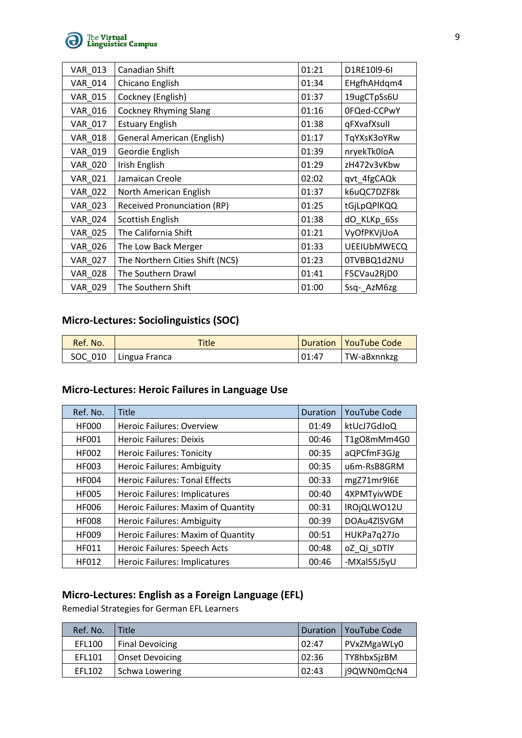| VAR_013 | Canadian Shift | 01:21 | D1RE10l9-6I |
|---|---|---|---|
| VAR_014 | Chicano English | 01:34 | EHgfhAHdqm4 |
| VAR_015 | Cockney (English) | 01:37 | 19ugCTpSs6U |
| VAR_016 | Cockney Rhyming Slang | 01:16 | 0FQed-CCPwY |
| VAR_017 | Estuary English | 01:38 | qFXvafXsull |
| VAR_018 | General American (English) | 01:17 | TqYXsK3oYRw |
| VAR_019 | Geordie English | 01:39 | nryekTk0IoA |
| VAR_020 | Irish English | 01:29 | zH472v3vKbw |
| VAR_021 | Jamaican Creole | 02:02 | qvt_4fgCAQk |
| VAR_022 | North American English | 01:37 | k6uQC7DZF8k |
| VAR_023 | Received Pronunciation (RP) | 01:25 | tGjLpQPlKQQ |
| VAR_024 | Scottish English | 01:38 | dO_KLKp_6Ss |
| VAR_025 | The California Shift | 01:21 | VyOfPKVjUoA |
| VAR_026 | The Low Back Merger | 01:33 | UEEIUbMWECQ |
| VAR_027 | The Northern Cities Shift (NCS) | 01:23 | 0TVBBQ1d2NU |
| VAR_028 | The Southern Drawl | 01:41 | F5CVau2RjD0 |
| VAR_029 | The Southern Shift | 01:00 | Ssq-_AzM6zg |

### Micro-Lectures: Sociolinguistics (SOC)

| Ref. No. | Title | Duration | YouTube Code |
|---|---|---|---|
| SOC_010 | Lingua Franca | 01:47 | TW-aBxnnkzg |

### Micro-Lectures: Heroic Failures in Language Use

| Ref. No. | Title | Duration | YouTube Code |
|---|---|---|---|
| HF000 | Heroic Failures: Overview | 01:49 | ktUcJ7GdJoQ |
| HF001 | Heroic Failures: Deixis | 00:46 | T1gO8mMm4G0 |
| HF002 | Heroic Failures: Tonicity | 00:35 | aQPCfmF3GJg |
| HF003 | Heroic Failures: Ambiguity | 00:35 | u6m-RsB8GRM |
| HF004 | Heroic Failures: Tonal Effects | 00:33 | mgZ71mr9I6E |
| HF005 | Heroic Failures: Implicatures | 00:40 | 4XPMTyivWDE |
| HF006 | Heroic Failures: Maxim of Quantity | 00:31 | lROjQLWO12U |
| HF008 | Heroic Failures: Ambiguity | 00:39 | DOAu4ZlSVGM |
| HF009 | Heroic Failures: Maxim of Quantity | 00:51 | HUKPa7q27Jo |
| HF011 | Heroic Failures: Speech Acts | 00:48 | oZ_Qi_sDTlY |
| HF012 | Heroic Failures: Implicatures | 00:46 | -MXal55J5yU |

### Micro-Lectures: English as a Foreign Language (EFL)

Remedial Strategies for German EFL Learners

| Ref. No. | Title | Duration | YouTube Code |
|---|---|---|---|
| EFL100 | Final Devoicing | 02:47 | PVxZMgaWLy0 |
| EFL101 | Onset Devoicing | 02:36 | TY8hbxSjzBM |
| EFL102 | Schwa Lowering | 02:43 | j9QWN0mQcN4 |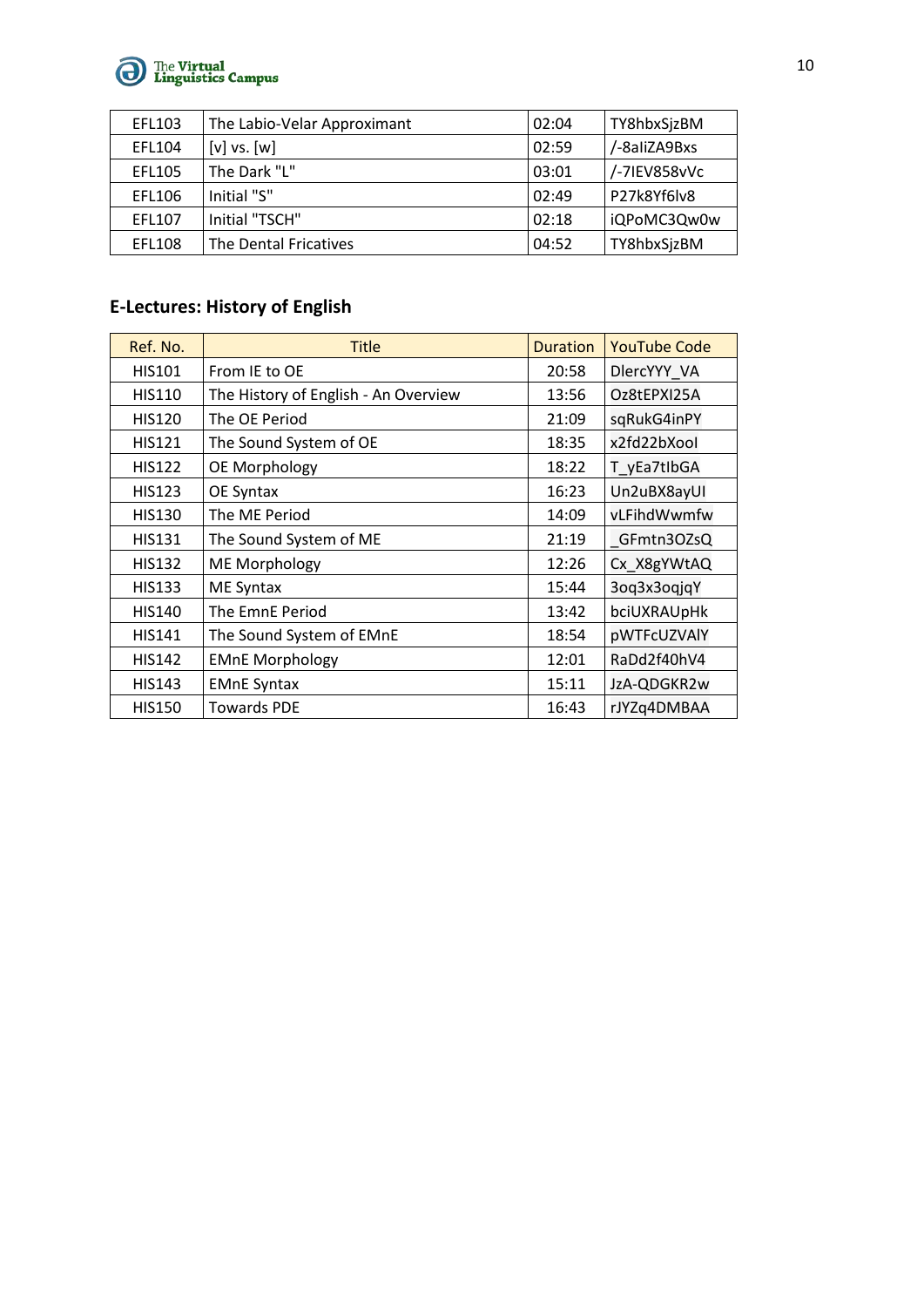| EFL103 | The Labio-Velar Approximant | 02:04 | TY8hbxSjzBM |
|---|---|---|---|
| EFL104 | [v] vs. [w] | 02:59 | /-8aIiZA9Bxs |
| EFL105 | The Dark "L" | 03:01 | /-7IEV858vVc |
| EFL106 | Initial "S" | 02:49 | P27k8Yf6lv8 |
| EFL107 | Initial "TSCH" | 02:18 | iQPoMC3Qw0w |
| EFL108 | The Dental Fricatives | 04:52 | TY8hbxSjzBM |

## E-Lectures: History of English

| Ref. No. | Title | Duration | YouTube Code |
|---|---|---|---|
| HIS101 | From IE to OE | 20:58 | DlercYYY_VA |
| HIS110 | The History of English - An Overview | 13:56 | Oz8tEPXI25A |
| HIS120 | The OE Period | 21:09 | sqRukG4inPY |
| HIS121 | The Sound System of OE | 18:35 | x2fd22bXooI |
| HIS122 | OE Morphology | 18:22 | T_yEa7tIbGA |
| HIS123 | OE Syntax | 16:23 | Un2uBX8ayUI |
| HIS130 | The ME Period | 14:09 | vLFihdWwmfw |
| HIS131 | The Sound System of ME | 21:19 | _GFmtn3OZsQ |
| HIS132 | ME Morphology | 12:26 | Cx_X8gYWtAQ |
| HIS133 | ME Syntax | 15:44 | 3oq3x3oqjqY |
| HIS140 | The EmnE Period | 13:42 | bciUXRAUpHk |
| HIS141 | The Sound System of EMnE | 18:54 | pWTFcUZVAlY |
| HIS142 | EMnE Morphology | 12:01 | RaDd2f40hV4 |
| HIS143 | EMnE Syntax | 15:11 | JzA-QDGKR2w |
| HIS150 | Towards PDE | 16:43 | rJYZq4DMBAA |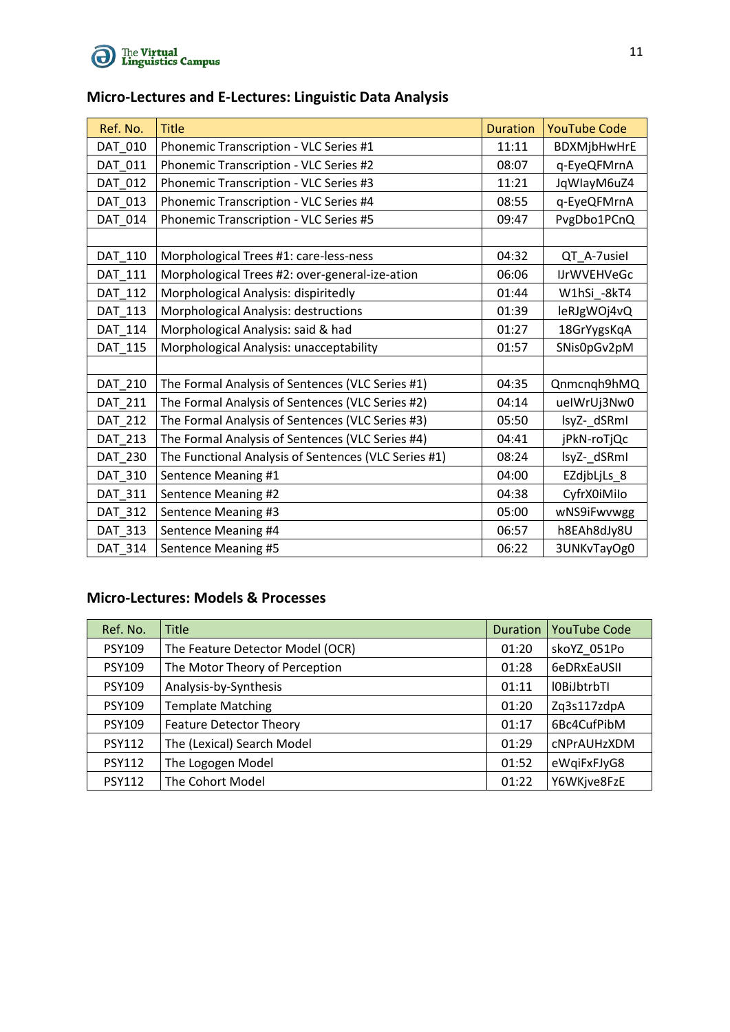## Micro-Lectures and E-Lectures: Linguistic Data Analysis

| Ref. No. | Title | Duration | YouTube Code |
|---|---|---|---|
| DAT_010 | Phonemic Transcription - VLC Series #1 | 11:11 | BDXMjbHwHrE |
| DAT_011 | Phonemic Transcription - VLC Series #2 | 08:07 | q-EyeQFMrnA |
| DAT_012 | Phonemic Transcription - VLC Series #3 | 11:21 | JqWlayM6uZ4 |
| DAT_013 | Phonemic Transcription - VLC Series #4 | 08:55 | q-EyeQFMrnA |
| DAT_014 | Phonemic Transcription - VLC Series #5 | 09:47 | PvgDbo1PCnQ |
| | | | |
| DAT_110 | Morphological Trees #1: care-less-ness | 04:32 | QT_A-7usiel |
| DAT_111 | Morphological Trees #2: over-general-ize-ation | 06:06 | lJrWVEHVeGc |
| DAT_112 | Morphological Analysis: dispiritedly | 01:44 | W1hSi_-8kT4 |
| DAT_113 | Morphological Analysis: destructions | 01:39 | leRJgWOj4vQ |
| DAT_114 | Morphological Analysis: said & had | 01:27 | 18GrYygsKqA |
| DAT_115 | Morphological Analysis: unacceptability | 01:57 | SNis0pGv2pM |
| | | | |
| DAT_210 | The Formal Analysis of Sentences (VLC Series #1) | 04:35 | Qnmcnqh9hMQ |
| DAT_211 | The Formal Analysis of Sentences (VLC Series #2) | 04:14 | uelWrUj3Nw0 |
| DAT_212 | The Formal Analysis of Sentences (VLC Series #3) | 05:50 | lsyZ-_dSRml |
| DAT_213 | The Formal Analysis of Sentences (VLC Series #4) | 04:41 | jPkN-roTjQc |
| DAT_230 | The Functional Analysis of Sentences (VLC Series #1) | 08:24 | lsyZ-_dSRml |
| DAT_310 | Sentence Meaning #1 | 04:00 | EZdjbLjLs_8 |
| DAT_311 | Sentence Meaning #2 | 04:38 | CyfrX0iMilo |
| DAT_312 | Sentence Meaning #3 | 05:00 | wNS9iFwvwgg |
| DAT_313 | Sentence Meaning #4 | 06:57 | h8EAh8dJy8U |
| DAT_314 | Sentence Meaning #5 | 06:22 | 3UNKvTayOg0 |

## Micro-Lectures: Models & Processes

| Ref. No. | Title | Duration | YouTube Code |
|---|---|---|---|
| PSY109 | The Feature Detector Model (OCR) | 01:20 | skoYZ_051Po |
| PSY109 | The Motor Theory of Perception | 01:28 | 6eDRxEaUSII |
| PSY109 | Analysis-by-Synthesis | 01:11 | l0BiJbtrbTI |
| PSY109 | Template Matching | 01:20 | Zq3s117zdpA |
| PSY109 | Feature Detector Theory | 01:17 | 6Bc4CufPibM |
| PSY112 | The (Lexical) Search Model | 01:29 | cNPrAUHzXDM |
| PSY112 | The Logogen Model | 01:52 | eWqiFxFJyG8 |
| PSY112 | The Cohort Model | 01:22 | Y6WKjve8FzE |